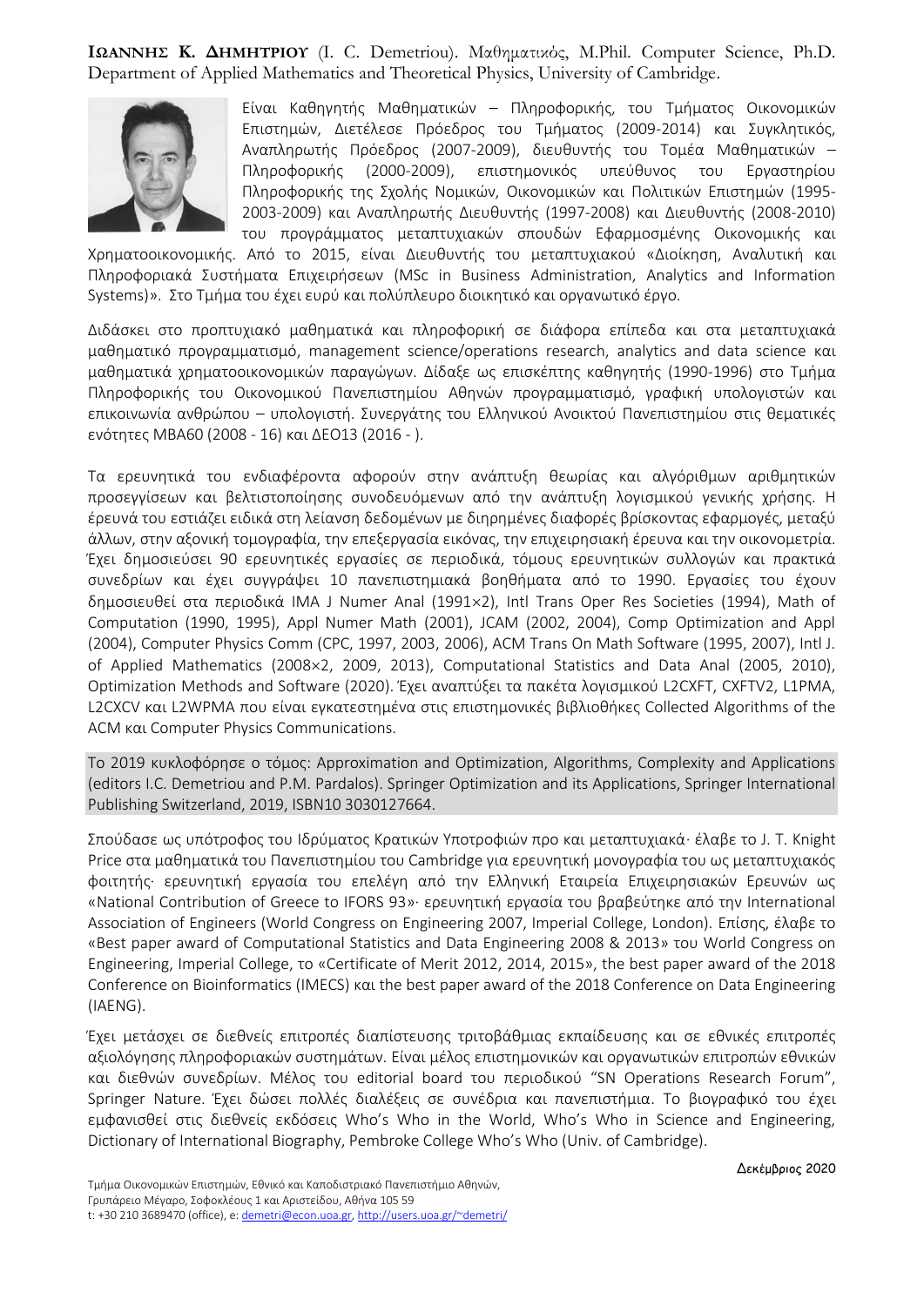**ΙΩΑΝΝΗΣ Κ. ΔΗΜΗΤΡΙΟΥ** (I. C. Demetriou). Μαθηματικός, M.Phil. Computer Science, Ph.D. Department of Applied Mathematics and Theoretical Physics, University of Cambridge.

Είναι Καθηγητής Μαθηματικών – Πληροφορικής, του Τμήματος Οικονομικών Επιστημών, Διετέλεσε Πρόεδρος του Τμήματος (2009-2014) και Συγκλητικός, Αναπληρωτής Πρόεδρος (2007-2009), διευθυντής του Τομέα Μαθηματικών – Πληροφορικής (2000-2009), επιστημονικός υπεύθυνος του Εργαστηρίου Πληροφορικής της Σχολής Νομικών, Οικονομικών και Πολιτικών Επιστημών (1995-2003-2009) και Αναπληρωτής Διευθυντής (1997-2008) και Διευθυντής (2008-2010) του προγράμματος μεταπτυχιακών σπουδών Εφαρμοσμένης Οικονομικής και Χρηματοοικονομικής. Από το 2015, είναι Διευθυντής του μεταπτυχιακού «Διοίκηση, Αναλυτική και Πληροφοριακά Συστήματα Επιχειρήσεων (MSc in Business Administration, Analytics and Information Systems)». Στο Τμήμα του έχει ευρύ και πολύπλευρο διοικητικό και οργανωτικό έργο.

Διδάσκει στο προπτυχιακό μαθηματικά και πληροφορική σε διάφορα επίπεδα και στα μεταπτυχιακά μαθηματικό προγραμματισμό, management science/operations research, analytics and data science και μαθηματικά χρηματοοικονομικών παραγώγων. Δίδαξε ως επισκέπτης καθηγητής (1990-1996) στο Τμήμα Πληροφορικής του Οικονομικού Πανεπιστημίου Αθηνών προγραμματισμό, γραφική υπολογιστών και επικοινωνία ανθρώπου – υπολογιστή. Συνεργάτης του Ελληνικού Ανοικτού Πανεπιστημίου στις θεματικές ενότητες ΜΒΑ60 (2008 - 16) και ΔΕΟ13 (2016 - ).

Τα ερευνητικά του ενδιαφέροντα αφορούν στην ανάπτυξη θεωρίας και αλγόριθμων αριθμητικών προσεγγίσεων και βελτιστοποίησης συνοδευόμενων από την ανάπτυξη λογισμικού γενικής χρήσης. Η έρευνά του εστιάζει ειδικά στη λείανση δεδομένων με διηρημένες διαφορές βρίσκοντας εφαρμογές, μεταξύ άλλων, στην αξονική τομογραφία, την επεξεργασία εικόνας, την επιχειρησιακή έρευνα και την οικονομετρία. Έχει δημοσιεύσει 90 ερευνητικές εργασίες σε περιοδικά, τόμους ερευνητικών συλλογών και πρακτικά συνεδρίων και έχει συγγράψει 10 πανεπιστημιακά βοηθήματα από το 1990. Εργασίες του έχουν δημοσιευθεί στα περιοδικά IMA J Numer Anal (1991×2), Intl Trans Oper Res Societies (1994), Math of Computation (1990, 1995), Appl Numer Math (2001), JCAM (2002, 2004), Comp Optimization and Appl (2004), Computer Physics Comm (CPC, 1997, 2003, 2006), ACM Trans On Math Software (1995, 2007), Intl J. of Applied Mathematics (2008×2, 2009, 2013), Computational Statistics and Data Anal (2005, 2010), Optimization Methods and Software (2020). Έχει αναπτύξει τα πακέτα λογισμικού L2CXFT, CXFTV2, L1PMA, L2CXCV και L2WPMA που είναι εγκατεστημένα στις επιστημονικές βιβλιοθήκες Collected Algorithms of the ACM και Computer Physics Communications.

Το 2019 κυκλοφόρησε ο τόμος: Approximation and Optimization, Algorithms, Complexity and Applications (editors I.C. Demetriou and P.M. Pardalos). Springer Optimization and its Applications, Springer International Publishing Switzerland, 2019, ISBN10 3030127664.

Σπούδασε ως υπότροφος του Ιδρύματος Κρατικών Υποτροφιών προ και μεταπτυχιακά· έλαβε το J. T. Knight Price στα μαθηματικά του Πανεπιστημίου του Cambridge για ερευνητική μονογραφία του ως μεταπτυχιακός φοιτητής· ερευνητική εργασία του επελέγη από την Ελληνική Εταιρεία Επιχειρησιακών Ερευνών ως «National Contribution of Greece to IFORS 93»· ερευνητική εργασία του βραβεύτηκε από την International Association of Engineers (World Congress on Engineering 2007, Imperial College, London). Επίσης, έλαβε το «Best paper award of Computational Statistics and Data Engineering 2008 & 2013» του World Congress on Engineering, Imperial College, το «Certificate of Merit 2012, 2014, 2015», the best paper award of the 2018 Conference on Bioinformatics (IMECS) και the best paper award of the 2018 Conference on Data Engineering (IAENG).

Έχει μετάσχει σε διεθνείς επιτροπές διαπίστευσης τριτοβάθμιας εκπαίδευσης και σε εθνικές επιτροπές αξιολόγησης πληροφοριακών συστημάτων. Είναι μέλος επιστημονικών και οργανωτικών επιτροπών εθνικών και διεθνών συνεδρίων. Μέλος του editorial board του περιοδικού "SN Operations Research Forum", Springer Nature. Έχει δώσει πολλές διαλέξεις σε συνέδρια και πανεπιστήμια. Το βιογραφικό του έχει εμφανισθεί στις διεθνείς εκδόσεις Who's Who in the World, Who's Who in Science and Engineering, Dictionary of International Biography, Pembroke College Who's Who (Univ. of Cambridge).

Δεκέμβριος 2020

Τμήμα Οικονομικών Επιστημών, Εθνικό και Καποδιστριακό Πανεπιστήμιο Αθηνών,
Γρυπάρειο Μέγαρο, Σοφοκλέους 1 και Αριστείδου, Αθήνα 105 59
t: +30 210 3689470 (office), e: demetri@econ.uoa.gr, http://users.uoa.gr/~demetri/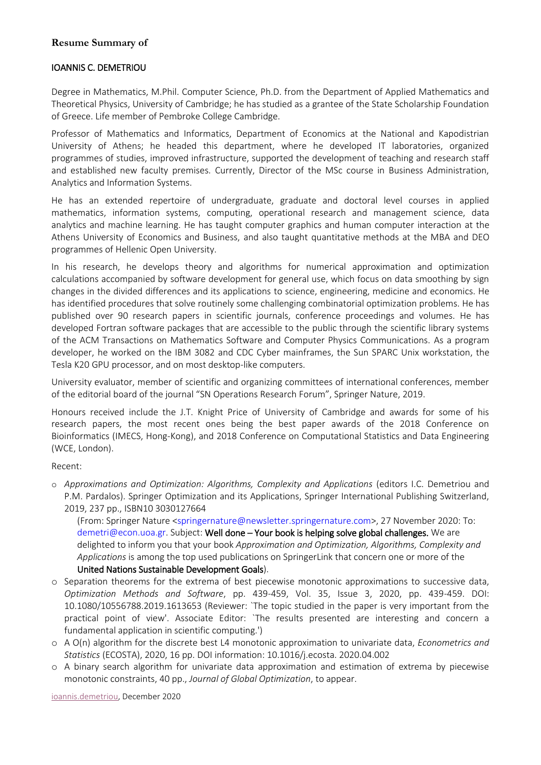**Resume Summary of**

IOANNIS C. DEMETRIOU

Degree in Mathematics, M.Phil. Computer Science, Ph.D. from the Department of Applied Mathematics and Theoretical Physics, University of Cambridge; he has studied as a grantee of the State Scholarship Foundation of Greece. Life member of Pembroke College Cambridge.

Professor of Mathematics and Informatics, Department of Economics at the National and Kapodistrian University of Athens; he headed this department, where he developed IT laboratories, organized programmes of studies, improved infrastructure, supported the development of teaching and research staff and established new faculty premises. Currently, Director of the MSc course in Business Administration, Analytics and Information Systems.

He has an extended repertoire of undergraduate, graduate and doctoral level courses in applied mathematics, information systems, computing, operational research and management science, data analytics and machine learning. He has taught computer graphics and human computer interaction at the Athens University of Economics and Business, and also taught quantitative methods at the MBA and DEO programmes of Hellenic Open University.

In his research, he develops theory and algorithms for numerical approximation and optimization calculations accompanied by software development for general use, which focus on data smoothing by sign changes in the divided differences and its applications to science, engineering, medicine and economics. He has identified procedures that solve routinely some challenging combinatorial optimization problems. He has published over 90 research papers in scientific journals, conference proceedings and volumes. He has developed Fortran software packages that are accessible to the public through the scientific library systems of the ACM Transactions on Mathematics Software and Computer Physics Communications. As a program developer, he worked on the IBM 3082 and CDC Cyber mainframes, the Sun SPARC Unix workstation, the Tesla K20 GPU processor, and on most desktop-like computers.

University evaluator, member of scientific and organizing committees of international conferences, member of the editorial board of the journal "SN Operations Research Forum", Springer Nature, 2019.

Honours received include the J.T. Knight Price of University of Cambridge and awards for some of his research papers, the most recent ones being the best paper awards of the 2018 Conference on Bioinformatics (IMECS, Hong-Kong), and 2018 Conference on Computational Statistics and Data Engineering (WCE, London).

Recent:

- *Approximations and Optimization: Algorithms, Complexity and Applications* (editors I.C. Demetriou and P.M. Pardalos). Springer Optimization and its Applications, Springer International Publishing Switzerland, 2019, 237 pp., ISBN10 3030127664

  (From: Springer Nature <springernature@newsletter.springernature.com>, 27 November 2020: To: demetri@econ.uoa.gr. Subject: **Well done – Your book is helping solve global challenges.** We are delighted to inform you that your book *Approximation and Optimization, Algorithms, Complexity and Applications* is among the top used publications on SpringerLink that concern one or more of the **United Nations Sustainable Development Goals**).
- Separation theorems for the extrema of best piecewise monotonic approximations to successive data, *Optimization Methods and Software*, pp. 439-459, Vol. 35, Issue 3, 2020, pp. 439-459. DOI: 10.1080/10556788.2019.1613653 (Reviewer: `The topic studied in the paper is very important from the practical point of view'. Associate Editor: `The results presented are interesting and concern a fundamental application in scientific computing.')
- A O(n) algorithm for the discrete best L4 monotonic approximation to univariate data, *Econometrics and Statistics* (ECOSTA), 2020, 16 pp. DOI information: 10.1016/j.ecosta. 2020.04.002
- A binary search algorithm for univariate data approximation and estimation of extrema by piecewise monotonic constraints, 40 pp., *Journal of Global Optimization*, to appear.

ioannis.demetriou, December 2020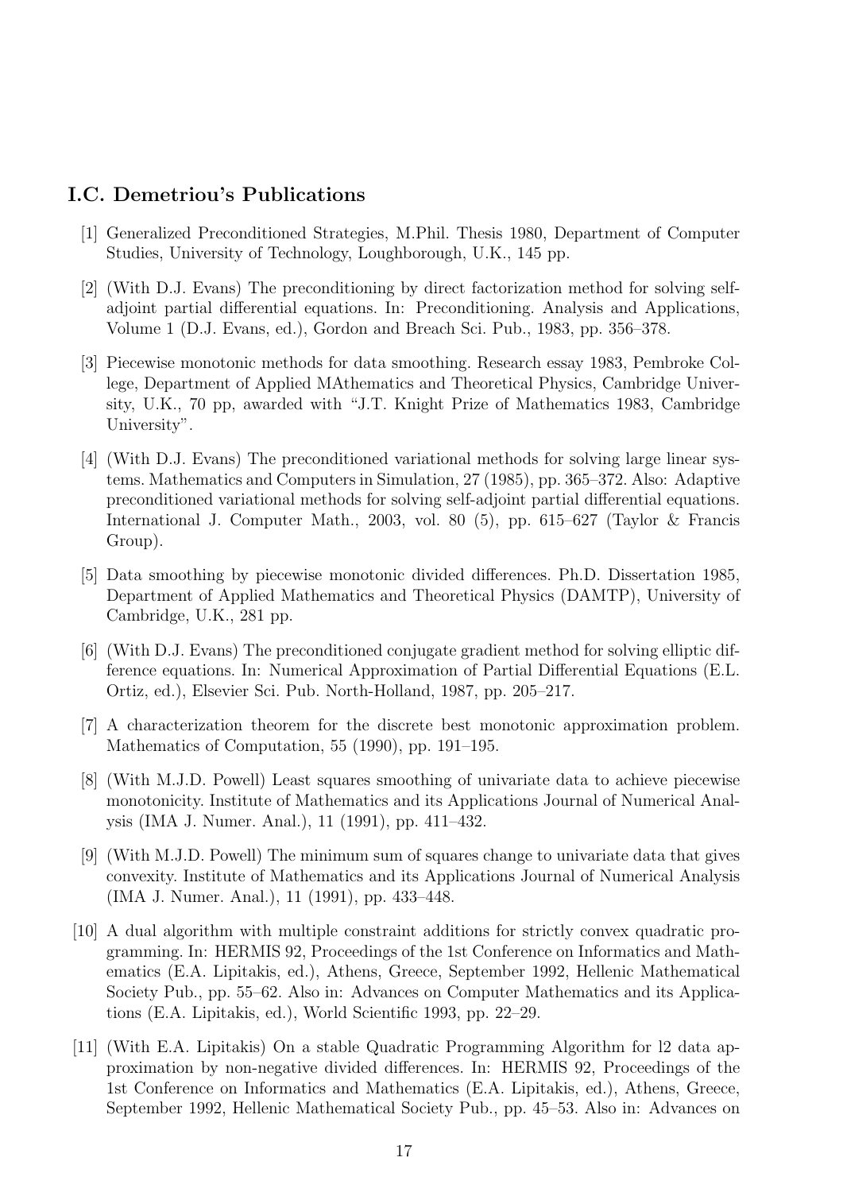## I.C. Demetriou's Publications

[1] Generalized Preconditioned Strategies, M.Phil. Thesis 1980, Department of Computer Studies, University of Technology, Loughborough, U.K., 145 pp.

[2] (With D.J. Evans) The preconditioning by direct factorization method for solving self-adjoint partial differential equations. In: Preconditioning. Analysis and Applications, Volume 1 (D.J. Evans, ed.), Gordon and Breach Sci. Pub., 1983, pp. 356–378.

[3] Piecewise monotonic methods for data smoothing. Research essay 1983, Pembroke College, Department of Applied MAthematics and Theoretical Physics, Cambridge University, U.K., 70 pp, awarded with "J.T. Knight Prize of Mathematics 1983, Cambridge University".

[4] (With D.J. Evans) The preconditioned variational methods for solving large linear systems. Mathematics and Computers in Simulation, 27 (1985), pp. 365–372. Also: Adaptive preconditioned variational methods for solving self-adjoint partial differential equations. International J. Computer Math., 2003, vol. 80 (5), pp. 615–627 (Taylor & Francis Group).

[5] Data smoothing by piecewise monotonic divided differences. Ph.D. Dissertation 1985, Department of Applied Mathematics and Theoretical Physics (DAMTP), University of Cambridge, U.K., 281 pp.

[6] (With D.J. Evans) The preconditioned conjugate gradient method for solving elliptic difference equations. In: Numerical Approximation of Partial Differential Equations (E.L. Ortiz, ed.), Elsevier Sci. Pub. North-Holland, 1987, pp. 205–217.

[7] A characterization theorem for the discrete best monotonic approximation problem. Mathematics of Computation, 55 (1990), pp. 191–195.

[8] (With M.J.D. Powell) Least squares smoothing of univariate data to achieve piecewise monotonicity. Institute of Mathematics and its Applications Journal of Numerical Analysis (IMA J. Numer. Anal.), 11 (1991), pp. 411–432.

[9] (With M.J.D. Powell) The minimum sum of squares change to univariate data that gives convexity. Institute of Mathematics and its Applications Journal of Numerical Analysis (IMA J. Numer. Anal.), 11 (1991), pp. 433–448.

[10] A dual algorithm with multiple constraint additions for strictly convex quadratic programming. In: HERMIS 92, Proceedings of the 1st Conference on Informatics and Mathematics (E.A. Lipitakis, ed.), Athens, Greece, September 1992, Hellenic Mathematical Society Pub., pp. 55–62. Also in: Advances on Computer Mathematics and its Applications (E.A. Lipitakis, ed.), World Scientific 1993, pp. 22–29.

[11] (With E.A. Lipitakis) On a stable Quadratic Programming Algorithm for l2 data approximation by non-negative divided differences. In: HERMIS 92, Proceedings of the 1st Conference on Informatics and Mathematics (E.A. Lipitakis, ed.), Athens, Greece, September 1992, Hellenic Mathematical Society Pub., pp. 45–53. Also in: Advances on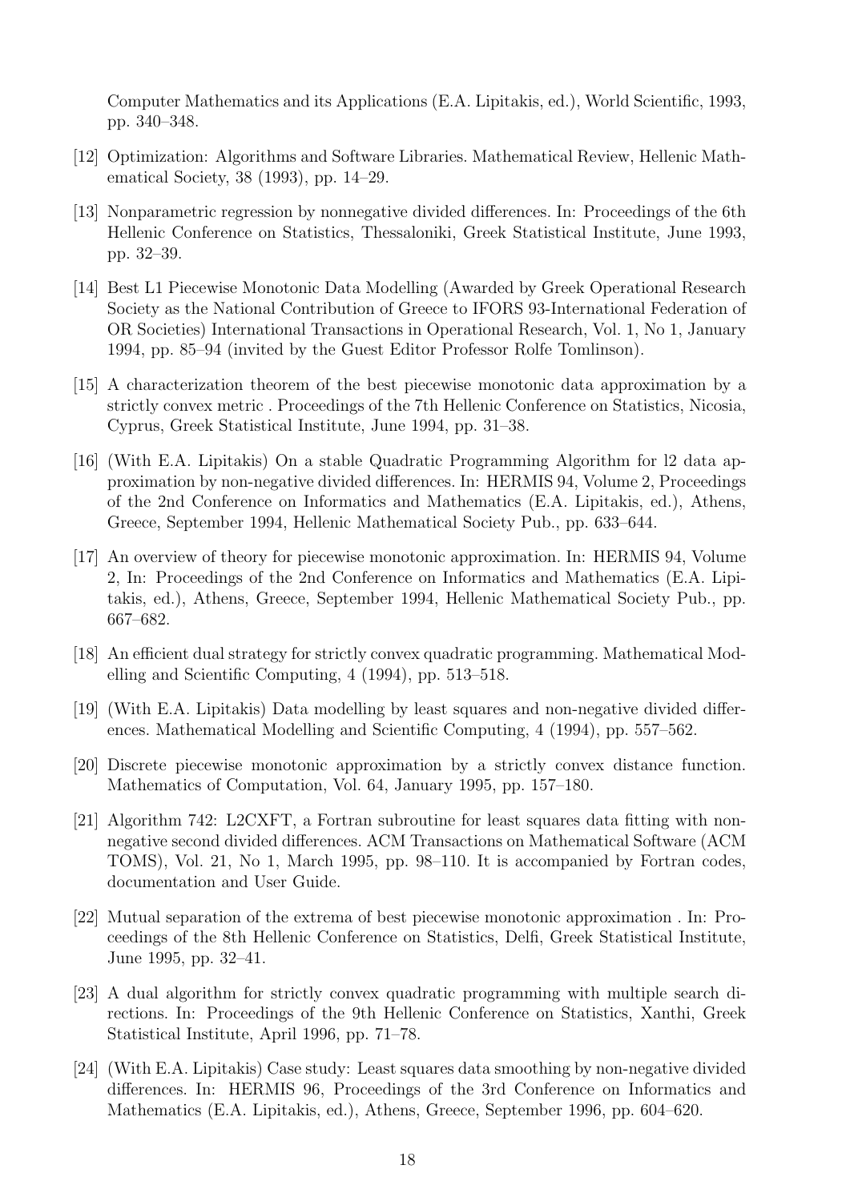Computer Mathematics and its Applications (E.A. Lipitakis, ed.), World Scientific, 1993, pp. 340–348.

[12] Optimization: Algorithms and Software Libraries. Mathematical Review, Hellenic Mathematical Society, 38 (1993), pp. 14–29.

[13] Nonparametric regression by nonnegative divided differences. In: Proceedings of the 6th Hellenic Conference on Statistics, Thessaloniki, Greek Statistical Institute, June 1993, pp. 32–39.

[14] Best L1 Piecewise Monotonic Data Modelling (Awarded by Greek Operational Research Society as the National Contribution of Greece to IFORS 93-International Federation of OR Societies) International Transactions in Operational Research, Vol. 1, No 1, January 1994, pp. 85–94 (invited by the Guest Editor Professor Rolfe Tomlinson).

[15] A characterization theorem of the best piecewise monotonic data approximation by a strictly convex metric . Proceedings of the 7th Hellenic Conference on Statistics, Nicosia, Cyprus, Greek Statistical Institute, June 1994, pp. 31–38.

[16] (With E.A. Lipitakis) On a stable Quadratic Programming Algorithm for l2 data approximation by non-negative divided differences. In: HERMIS 94, Volume 2, Proceedings of the 2nd Conference on Informatics and Mathematics (E.A. Lipitakis, ed.), Athens, Greece, September 1994, Hellenic Mathematical Society Pub., pp. 633–644.

[17] An overview of theory for piecewise monotonic approximation. In: HERMIS 94, Volume 2, In: Proceedings of the 2nd Conference on Informatics and Mathematics (E.A. Lipitakis, ed.), Athens, Greece, September 1994, Hellenic Mathematical Society Pub., pp. 667–682.

[18] An efficient dual strategy for strictly convex quadratic programming. Mathematical Modelling and Scientific Computing, 4 (1994), pp. 513–518.

[19] (With E.A. Lipitakis) Data modelling by least squares and non-negative divided differences. Mathematical Modelling and Scientific Computing, 4 (1994), pp. 557–562.

[20] Discrete piecewise monotonic approximation by a strictly convex distance function. Mathematics of Computation, Vol. 64, January 1995, pp. 157–180.

[21] Algorithm 742: L2CXFT, a Fortran subroutine for least squares data fitting with nonnegative second divided differences. ACM Transactions on Mathematical Software (ACM TOMS), Vol. 21, No 1, March 1995, pp. 98–110. It is accompanied by Fortran codes, documentation and User Guide.

[22] Mutual separation of the extrema of best piecewise monotonic approximation . In: Proceedings of the 8th Hellenic Conference on Statistics, Delfi, Greek Statistical Institute, June 1995, pp. 32–41.

[23] A dual algorithm for strictly convex quadratic programming with multiple search directions. In: Proceedings of the 9th Hellenic Conference on Statistics, Xanthi, Greek Statistical Institute, April 1996, pp. 71–78.

[24] (With E.A. Lipitakis) Case study: Least squares data smoothing by non-negative divided differences. In: HERMIS 96, Proceedings of the 3rd Conference on Informatics and Mathematics (E.A. Lipitakis, ed.), Athens, Greece, September 1996, pp. 604–620.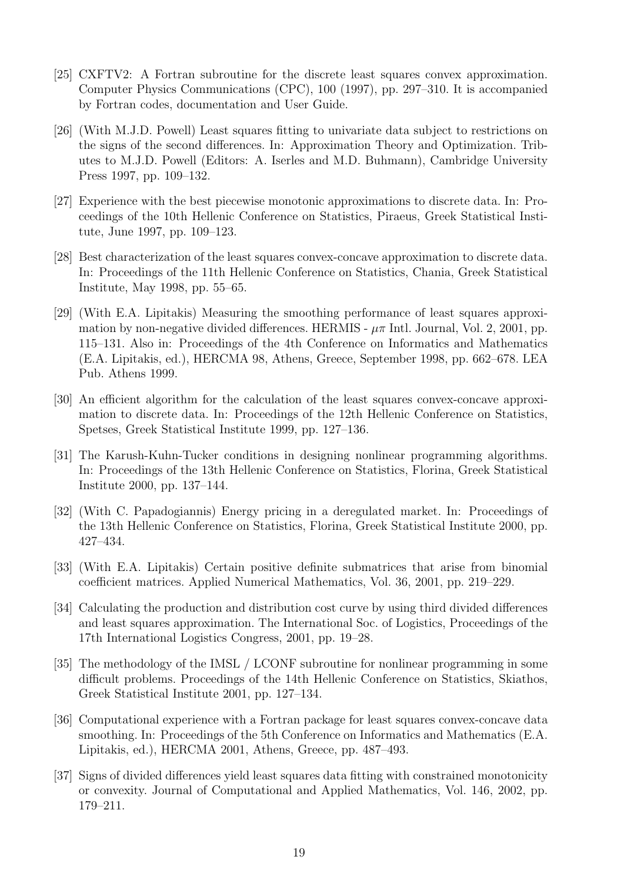[25] CXFTV2: A Fortran subroutine for the discrete least squares convex approximation. Computer Physics Communications (CPC), 100 (1997), pp. 297–310. It is accompanied by Fortran codes, documentation and User Guide.

[26] (With M.J.D. Powell) Least squares fitting to univariate data subject to restrictions on the signs of the second differences. In: Approximation Theory and Optimization. Tributes to M.J.D. Powell (Editors: A. Iserles and M.D. Buhmann), Cambridge University Press 1997, pp. 109–132.

[27] Experience with the best piecewise monotonic approximations to discrete data. In: Proceedings of the 10th Hellenic Conference on Statistics, Piraeus, Greek Statistical Institute, June 1997, pp. 109–123.

[28] Best characterization of the least squares convex-concave approximation to discrete data. In: Proceedings of the 11th Hellenic Conference on Statistics, Chania, Greek Statistical Institute, May 1998, pp. 55–65.

[29] (With E.A. Lipitakis) Measuring the smoothing performance of least squares approximation by non-negative divided differences. HERMIS - $\mu\pi$ Intl. Journal, Vol. 2, 2001, pp. 115–131. Also in: Proceedings of the 4th Conference on Informatics and Mathematics (E.A. Lipitakis, ed.), HERCMA 98, Athens, Greece, September 1998, pp. 662–678. LEA Pub. Athens 1999.

[30] An efficient algorithm for the calculation of the least squares convex-concave approximation to discrete data. In: Proceedings of the 12th Hellenic Conference on Statistics, Spetses, Greek Statistical Institute 1999, pp. 127–136.

[31] The Karush-Kuhn-Tucker conditions in designing nonlinear programming algorithms. In: Proceedings of the 13th Hellenic Conference on Statistics, Florina, Greek Statistical Institute 2000, pp. 137–144.

[32] (With C. Papadogiannis) Energy pricing in a deregulated market. In: Proceedings of the 13th Hellenic Conference on Statistics, Florina, Greek Statistical Institute 2000, pp. 427–434.

[33] (With E.A. Lipitakis) Certain positive definite submatrices that arise from binomial coefficient matrices. Applied Numerical Mathematics, Vol. 36, 2001, pp. 219–229.

[34] Calculating the production and distribution cost curve by using third divided differences and least squares approximation. The International Soc. of Logistics, Proceedings of the 17th International Logistics Congress, 2001, pp. 19–28.

[35] The methodology of the IMSL / LCONF subroutine for nonlinear programming in some difficult problems. Proceedings of the 14th Hellenic Conference on Statistics, Skiathos, Greek Statistical Institute 2001, pp. 127–134.

[36] Computational experience with a Fortran package for least squares convex-concave data smoothing. In: Proceedings of the 5th Conference on Informatics and Mathematics (E.A. Lipitakis, ed.), HERCMA 2001, Athens, Greece, pp. 487–493.

[37] Signs of divided differences yield least squares data fitting with constrained monotonicity or convexity. Journal of Computational and Applied Mathematics, Vol. 146, 2002, pp. 179–211.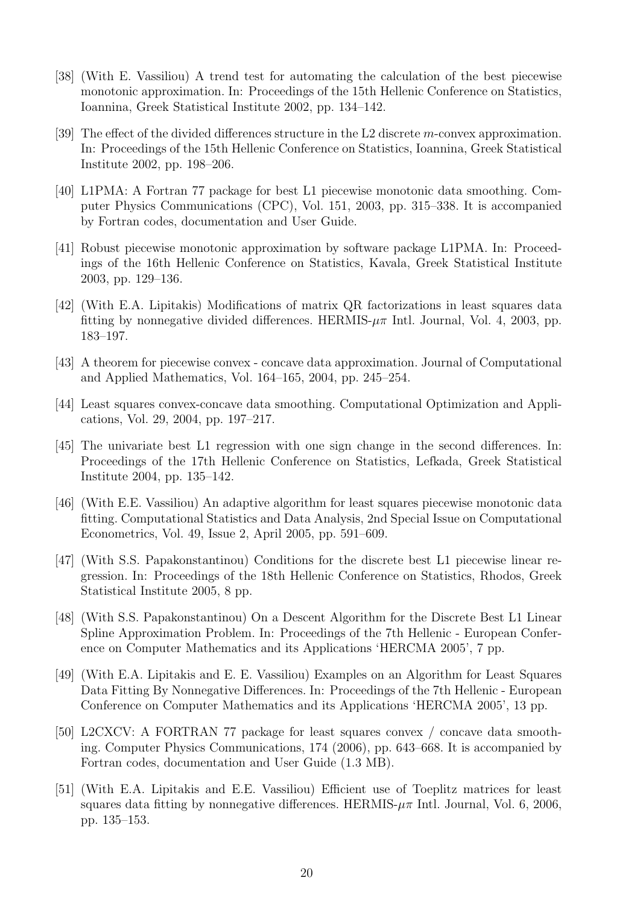[38] (With E. Vassiliou) A trend test for automating the calculation of the best piecewise monotonic approximation. In: Proceedings of the 15th Hellenic Conference on Statistics, Ioannina, Greek Statistical Institute 2002, pp. 134–142.

[39] The effect of the divided differences structure in the L2 discrete $m$-convex approximation. In: Proceedings of the 15th Hellenic Conference on Statistics, Ioannina, Greek Statistical Institute 2002, pp. 198–206.

[40] L1PMA: A Fortran 77 package for best L1 piecewise monotonic data smoothing. Computer Physics Communications (CPC), Vol. 151, 2003, pp. 315–338. It is accompanied by Fortran codes, documentation and User Guide.

[41] Robust piecewise monotonic approximation by software package L1PMA. In: Proceedings of the 16th Hellenic Conference on Statistics, Kavala, Greek Statistical Institute 2003, pp. 129–136.

[42] (With E.A. Lipitakis) Modifications of matrix QR factorizations in least squares data fitting by nonnegative divided differences. HERMIS-$\mu\pi$ Intl. Journal, Vol. 4, 2003, pp. 183–197.

[43] A theorem for piecewise convex - concave data approximation. Journal of Computational and Applied Mathematics, Vol. 164–165, 2004, pp. 245–254.

[44] Least squares convex-concave data smoothing. Computational Optimization and Applications, Vol. 29, 2004, pp. 197–217.

[45] The univariate best L1 regression with one sign change in the second differences. In: Proceedings of the 17th Hellenic Conference on Statistics, Lefkada, Greek Statistical Institute 2004, pp. 135–142.

[46] (With E.E. Vassiliou) An adaptive algorithm for least squares piecewise monotonic data fitting. Computational Statistics and Data Analysis, 2nd Special Issue on Computational Econometrics, Vol. 49, Issue 2, April 2005, pp. 591–609.

[47] (With S.S. Papakonstantinou) Conditions for the discrete best L1 piecewise linear regression. In: Proceedings of the 18th Hellenic Conference on Statistics, Rhodos, Greek Statistical Institute 2005, 8 pp.

[48] (With S.S. Papakonstantinou) On a Descent Algorithm for the Discrete Best L1 Linear Spline Approximation Problem. In: Proceedings of the 7th Hellenic - European Conference on Computer Mathematics and its Applications 'HERCMA 2005', 7 pp.

[49] (With E.A. Lipitakis and E. E. Vassiliou) Examples on an Algorithm for Least Squares Data Fitting By Nonnegative Differences. In: Proceedings of the 7th Hellenic - European Conference on Computer Mathematics and its Applications 'HERCMA 2005', 13 pp.

[50] L2CXCV: A FORTRAN 77 package for least squares convex / concave data smoothing. Computer Physics Communications, 174 (2006), pp. 643–668. It is accompanied by Fortran codes, documentation and User Guide (1.3 MB).

[51] (With E.A. Lipitakis and E.E. Vassiliou) Efficient use of Toeplitz matrices for least squares data fitting by nonnegative differences. HERMIS-$\mu\pi$ Intl. Journal, Vol. 6, 2006, pp. 135–153.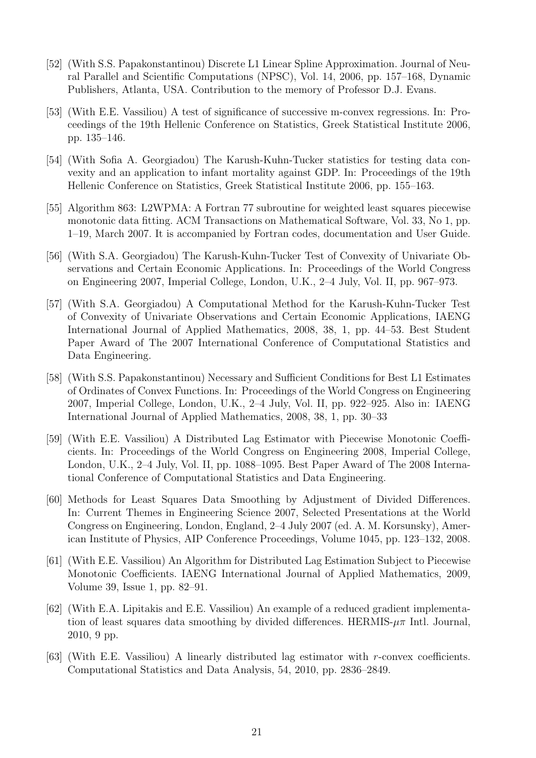[52] (With S.S. Papakonstantinou) Discrete L1 Linear Spline Approximation. Journal of Neural Parallel and Scientific Computations (NPSC), Vol. 14, 2006, pp. 157–168, Dynamic Publishers, Atlanta, USA. Contribution to the memory of Professor D.J. Evans.

[53] (With E.E. Vassiliou) A test of significance of successive m-convex regressions. In: Proceedings of the 19th Hellenic Conference on Statistics, Greek Statistical Institute 2006, pp. 135–146.

[54] (With Sofia A. Georgiadou) The Karush-Kuhn-Tucker statistics for testing data convexity and an application to infant mortality against GDP. In: Proceedings of the 19th Hellenic Conference on Statistics, Greek Statistical Institute 2006, pp. 155–163.

[55] Algorithm 863: L2WPMA: A Fortran 77 subroutine for weighted least squares piecewise monotonic data fitting. ACM Transactions on Mathematical Software, Vol. 33, No 1, pp. 1–19, March 2007. It is accompanied by Fortran codes, documentation and User Guide.

[56] (With S.A. Georgiadou) The Karush-Kuhn-Tucker Test of Convexity of Univariate Observations and Certain Economic Applications. In: Proceedings of the World Congress on Engineering 2007, Imperial College, London, U.K., 2–4 July, Vol. II, pp. 967–973.

[57] (With S.A. Georgiadou) A Computational Method for the Karush-Kuhn-Tucker Test of Convexity of Univariate Observations and Certain Economic Applications, IAENG International Journal of Applied Mathematics, 2008, 38, 1, pp. 44–53. Best Student Paper Award of The 2007 International Conference of Computational Statistics and Data Engineering.

[58] (With S.S. Papakonstantinou) Necessary and Sufficient Conditions for Best L1 Estimates of Ordinates of Convex Functions. In: Proceedings of the World Congress on Engineering 2007, Imperial College, London, U.K., 2–4 July, Vol. II, pp. 922–925. Also in: IAENG International Journal of Applied Mathematics, 2008, 38, 1, pp. 30–33

[59] (With E.E. Vassiliou) A Distributed Lag Estimator with Piecewise Monotonic Coefficients. In: Proceedings of the World Congress on Engineering 2008, Imperial College, London, U.K., 2–4 July, Vol. II, pp. 1088–1095. Best Paper Award of The 2008 International Conference of Computational Statistics and Data Engineering.

[60] Methods for Least Squares Data Smoothing by Adjustment of Divided Differences. In: Current Themes in Engineering Science 2007, Selected Presentations at the World Congress on Engineering, London, England, 2–4 July 2007 (ed. A. M. Korsunsky), American Institute of Physics, AIP Conference Proceedings, Volume 1045, pp. 123–132, 2008.

[61] (With E.E. Vassiliou) An Algorithm for Distributed Lag Estimation Subject to Piecewise Monotonic Coefficients. IAENG International Journal of Applied Mathematics, 2009, Volume 39, Issue 1, pp. 82–91.

[62] (With E.A. Lipitakis and E.E. Vassiliou) An example of a reduced gradient implementation of least squares data smoothing by divided differences. HERMIS-$\mu\pi$ Intl. Journal, 2010, 9 pp.

[63] (With E.E. Vassiliou) A linearly distributed lag estimator with $r$-convex coefficients. Computational Statistics and Data Analysis, 54, 2010, pp. 2836–2849.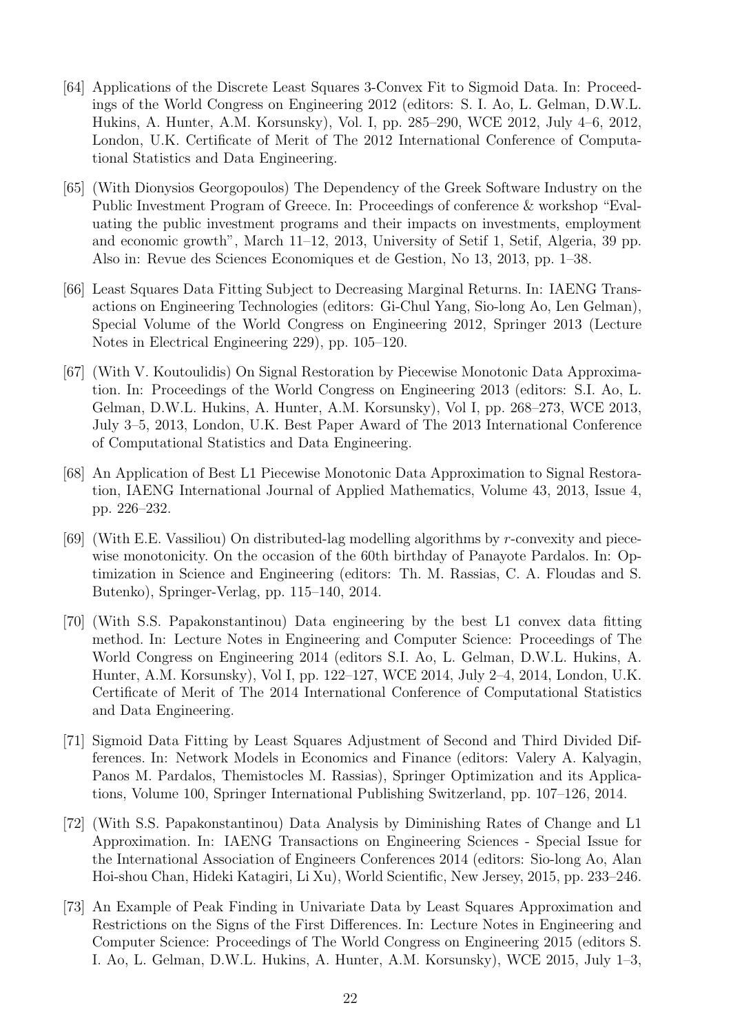[64] Applications of the Discrete Least Squares 3-Convex Fit to Sigmoid Data. In: Proceedings of the World Congress on Engineering 2012 (editors: S. I. Ao, L. Gelman, D.W.L. Hukins, A. Hunter, A.M. Korsunsky), Vol. I, pp. 285–290, WCE 2012, July 4–6, 2012, London, U.K. Certificate of Merit of The 2012 International Conference of Computational Statistics and Data Engineering.

[65] (With Dionysios Georgopoulos) The Dependency of the Greek Software Industry on the Public Investment Program of Greece. In: Proceedings of conference & workshop "Evaluating the public investment programs and their impacts on investments, employment and economic growth", March 11–12, 2013, University of Setif 1, Setif, Algeria, 39 pp. Also in: Revue des Sciences Economiques et de Gestion, No 13, 2013, pp. 1–38.

[66] Least Squares Data Fitting Subject to Decreasing Marginal Returns. In: IAENG Transactions on Engineering Technologies (editors: Gi-Chul Yang, Sio-long Ao, Len Gelman), Special Volume of the World Congress on Engineering 2012, Springer 2013 (Lecture Notes in Electrical Engineering 229), pp. 105–120.

[67] (With V. Koutoulidis) On Signal Restoration by Piecewise Monotonic Data Approximation. In: Proceedings of the World Congress on Engineering 2013 (editors: S.I. Ao, L. Gelman, D.W.L. Hukins, A. Hunter, A.M. Korsunsky), Vol I, pp. 268–273, WCE 2013, July 3–5, 2013, London, U.K. Best Paper Award of The 2013 International Conference of Computational Statistics and Data Engineering.

[68] An Application of Best L1 Piecewise Monotonic Data Approximation to Signal Restoration, IAENG International Journal of Applied Mathematics, Volume 43, 2013, Issue 4, pp. 226–232.

[69] (With E.E. Vassiliou) On distributed-lag modelling algorithms by $r$-convexity and piecewise monotonicity. On the occasion of the 60th birthday of Panayote Pardalos. In: Optimization in Science and Engineering (editors: Th. M. Rassias, C. A. Floudas and S. Butenko), Springer-Verlag, pp. 115–140, 2014.

[70] (With S.S. Papakonstantinou) Data engineering by the best L1 convex data fitting method. In: Lecture Notes in Engineering and Computer Science: Proceedings of The World Congress on Engineering 2014 (editors S.I. Ao, L. Gelman, D.W.L. Hukins, A. Hunter, A.M. Korsunsky), Vol I, pp. 122–127, WCE 2014, July 2–4, 2014, London, U.K. Certificate of Merit of The 2014 International Conference of Computational Statistics and Data Engineering.

[71] Sigmoid Data Fitting by Least Squares Adjustment of Second and Third Divided Differences. In: Network Models in Economics and Finance (editors: Valery A. Kalyagin, Panos M. Pardalos, Themistocles M. Rassias), Springer Optimization and its Applications, Volume 100, Springer International Publishing Switzerland, pp. 107–126, 2014.

[72] (With S.S. Papakonstantinou) Data Analysis by Diminishing Rates of Change and L1 Approximation. In: IAENG Transactions on Engineering Sciences - Special Issue for the International Association of Engineers Conferences 2014 (editors: Sio-long Ao, Alan Hoi-shou Chan, Hideki Katagiri, Li Xu), World Scientific, New Jersey, 2015, pp. 233–246.

[73] An Example of Peak Finding in Univariate Data by Least Squares Approximation and Restrictions on the Signs of the First Differences. In: Lecture Notes in Engineering and Computer Science: Proceedings of The World Congress on Engineering 2015 (editors S. I. Ao, L. Gelman, D.W.L. Hukins, A. Hunter, A.M. Korsunsky), WCE 2015, July 1–3,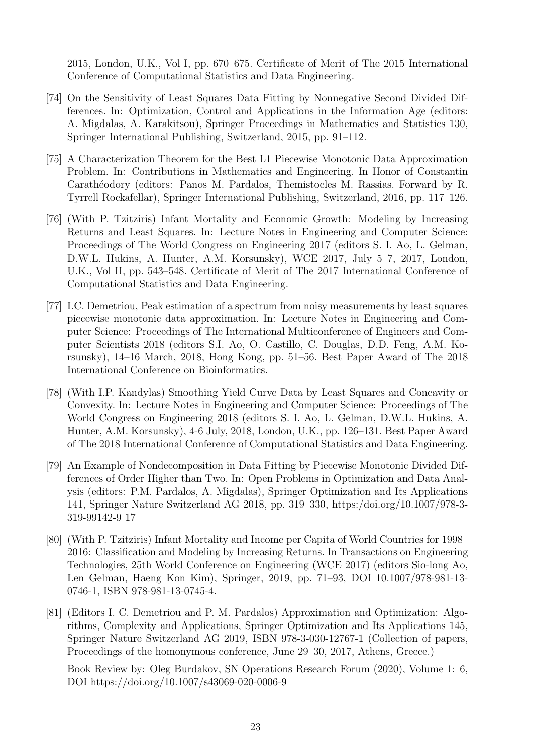2015, London, U.K., Vol I, pp. 670–675. Certificate of Merit of The 2015 International Conference of Computational Statistics and Data Engineering.

[74] On the Sensitivity of Least Squares Data Fitting by Nonnegative Second Divided Differences. In: Optimization, Control and Applications in the Information Age (editors: A. Migdalas, A. Karakitsou), Springer Proceedings in Mathematics and Statistics 130, Springer International Publishing, Switzerland, 2015, pp. 91–112.

[75] A Characterization Theorem for the Best L1 Piecewise Monotonic Data Approximation Problem. In: Contributions in Mathematics and Engineering. In Honor of Constantin Carathéodory (editors: Panos M. Pardalos, Themistocles M. Rassias. Forward by R. Tyrrell Rockafellar), Springer International Publishing, Switzerland, 2016, pp. 117–126.

[76] (With P. Tzitziris) Infant Mortality and Economic Growth: Modeling by Increasing Returns and Least Squares. In: Lecture Notes in Engineering and Computer Science: Proceedings of The World Congress on Engineering 2017 (editors S. I. Ao, L. Gelman, D.W.L. Hukins, A. Hunter, A.M. Korsunsky), WCE 2017, July 5–7, 2017, London, U.K., Vol II, pp. 543–548. Certificate of Merit of The 2017 International Conference of Computational Statistics and Data Engineering.

[77] I.C. Demetriou, Peak estimation of a spectrum from noisy measurements by least squares piecewise monotonic data approximation. In: Lecture Notes in Engineering and Computer Science: Proceedings of The International Multiconference of Engineers and Computer Scientists 2018 (editors S.I. Ao, O. Castillo, C. Douglas, D.D. Feng, A.M. Korsunsky), 14–16 March, 2018, Hong Kong, pp. 51–56. Best Paper Award of The 2018 International Conference on Bioinformatics.

[78] (With I.P. Kandylas) Smoothing Yield Curve Data by Least Squares and Concavity or Convexity. In: Lecture Notes in Engineering and Computer Science: Proceedings of The World Congress on Engineering 2018 (editors S. I. Ao, L. Gelman, D.W.L. Hukins, A. Hunter, A.M. Korsunsky), 4-6 July, 2018, London, U.K., pp. 126–131. Best Paper Award of The 2018 International Conference of Computational Statistics and Data Engineering.

[79] An Example of Nondecomposition in Data Fitting by Piecewise Monotonic Divided Differences of Order Higher than Two. In: Open Problems in Optimization and Data Analysis (editors: P.M. Pardalos, A. Migdalas), Springer Optimization and Its Applications 141, Springer Nature Switzerland AG 2018, pp. 319–330, https:/doi.org/10.1007/978-3-319-99142-9_17

[80] (With P. Tzitziris) Infant Mortality and Income per Capita of World Countries for 1998–2016: Classification and Modeling by Increasing Returns. In Transactions on Engineering Technologies, 25th World Conference on Engineering (WCE 2017) (editors Sio-long Ao, Len Gelman, Haeng Kon Kim), Springer, 2019, pp. 71–93, DOI 10.1007/978-981-13-0746-1, ISBN 978-981-13-0745-4.

[81] (Editors I. C. Demetriou and P. M. Pardalos) Approximation and Optimization: Algorithms, Complexity and Applications, Springer Optimization and Its Applications 145, Springer Nature Switzerland AG 2019, ISBN 978-3-030-12767-1 (Collection of papers, Proceedings of the homonymous conference, June 29–30, 2017, Athens, Greece.)

Book Review by: Oleg Burdakov, SN Operations Research Forum (2020), Volume 1: 6, DOI https://doi.org/10.1007/s43069-020-0006-9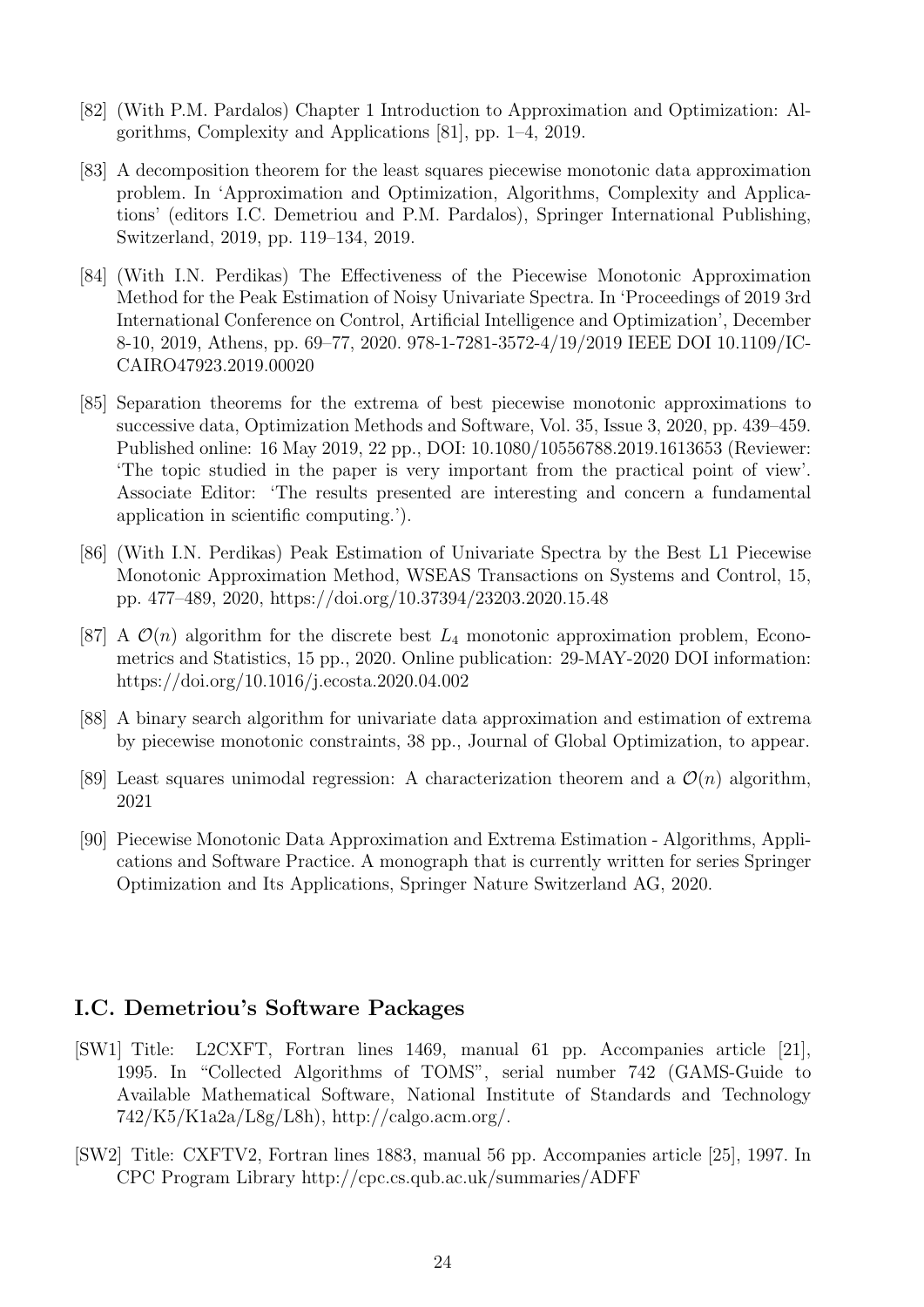[82] (With P.M. Pardalos) Chapter 1 Introduction to Approximation and Optimization: Algorithms, Complexity and Applications [81], pp. 1–4, 2019.

[83] A decomposition theorem for the least squares piecewise monotonic data approximation problem. In 'Approximation and Optimization, Algorithms, Complexity and Applications' (editors I.C. Demetriou and P.M. Pardalos), Springer International Publishing, Switzerland, 2019, pp. 119–134, 2019.

[84] (With I.N. Perdikas) The Effectiveness of the Piecewise Monotonic Approximation Method for the Peak Estimation of Noisy Univariate Spectra. In 'Proceedings of 2019 3rd International Conference on Control, Artificial Intelligence and Optimization', December 8-10, 2019, Athens, pp. 69–77, 2020. 978-1-7281-3572-4/19/2019 IEEE DOI 10.1109/ICCAIRO47923.2019.00020

[85] Separation theorems for the extrema of best piecewise monotonic approximations to successive data, Optimization Methods and Software, Vol. 35, Issue 3, 2020, pp. 439–459. Published online: 16 May 2019, 22 pp., DOI: 10.1080/10556788.2019.1613653 (Reviewer: 'The topic studied in the paper is very important from the practical point of view'. Associate Editor: 'The results presented are interesting and concern a fundamental application in scientific computing.').

[86] (With I.N. Perdikas) Peak Estimation of Univariate Spectra by the Best L1 Piecewise Monotonic Approximation Method, WSEAS Transactions on Systems and Control, 15, pp. 477–489, 2020, https://doi.org/10.37394/23203.2020.15.48

[87] A $\mathcal{O}(n)$ algorithm for the discrete best $L_4$ monotonic approximation problem, Econometrics and Statistics, 15 pp., 2020. Online publication: 29-MAY-2020 DOI information: https://doi.org/10.1016/j.ecosta.2020.04.002

[88] A binary search algorithm for univariate data approximation and estimation of extrema by piecewise monotonic constraints, 38 pp., Journal of Global Optimization, to appear.

[89] Least squares unimodal regression: A characterization theorem and a $\mathcal{O}(n)$ algorithm, 2021

[90] Piecewise Monotonic Data Approximation and Extrema Estimation - Algorithms, Applications and Software Practice. A monograph that is currently written for series Springer Optimization and Its Applications, Springer Nature Switzerland AG, 2020.

## I.C. Demetriou's Software Packages

[SW1] Title: L2CXFT, Fortran lines 1469, manual 61 pp. Accompanies article [21], 1995. In "Collected Algorithms of TOMS", serial number 742 (GAMS-Guide to Available Mathematical Software, National Institute of Standards and Technology 742/K5/K1a2a/L8g/L8h), http://calgo.acm.org/.

[SW2] Title: CXFTV2, Fortran lines 1883, manual 56 pp. Accompanies article [25], 1997. In CPC Program Library http://cpc.cs.qub.ac.uk/summaries/ADFF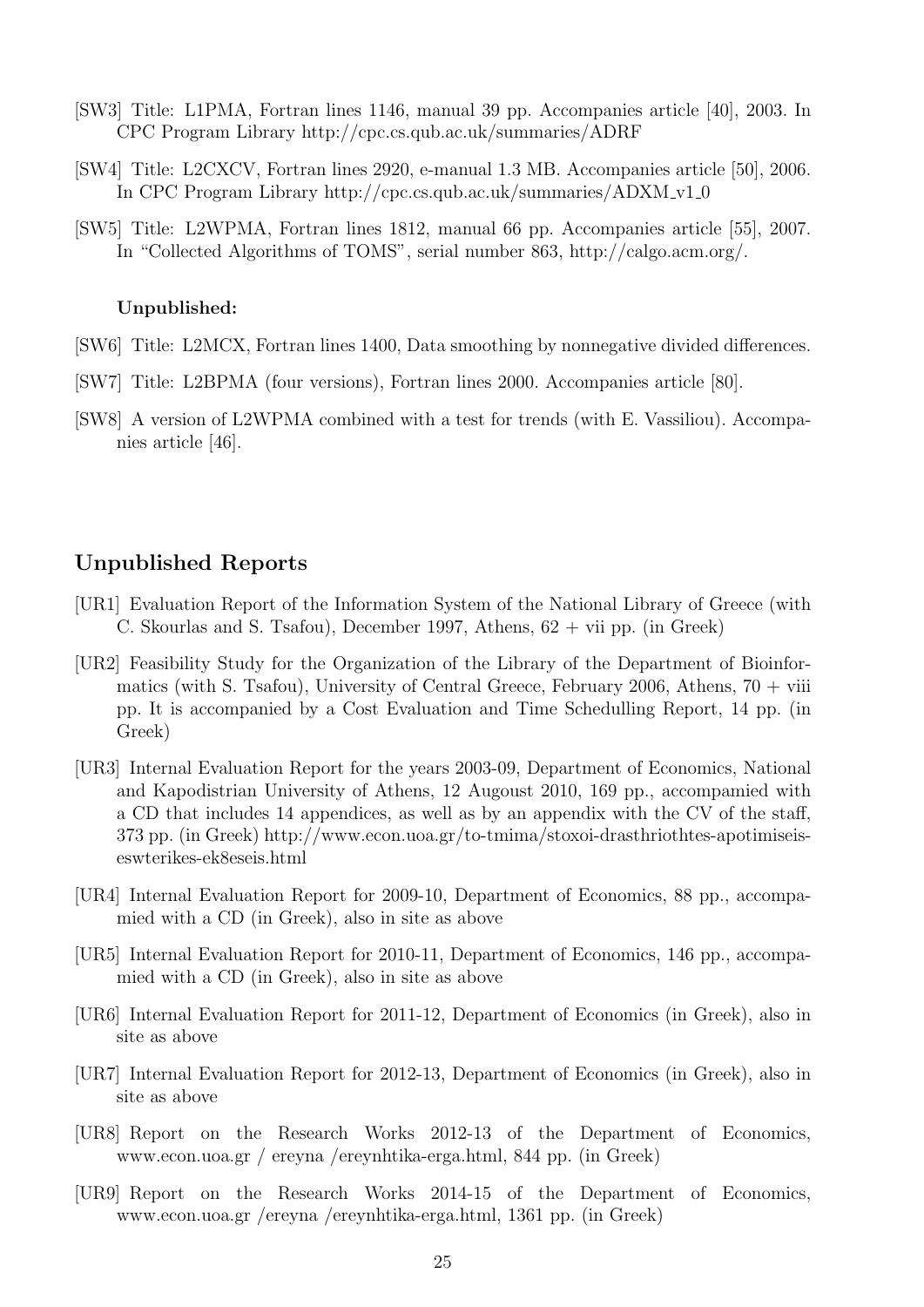[SW3] Title: L1PMA, Fortran lines 1146, manual 39 pp. Accompanies article [40], 2003. In CPC Program Library http://cpc.cs.qub.ac.uk/summaries/ADRF

[SW4] Title: L2CXCV, Fortran lines 2920, e-manual 1.3 MB. Accompanies article [50], 2006. In CPC Program Library http://cpc.cs.qub.ac.uk/summaries/ADXM_v1_0

[SW5] Title: L2WPMA, Fortran lines 1812, manual 66 pp. Accompanies article [55], 2007. In "Collected Algorithms of TOMS", serial number 863, http://calgo.acm.org/.

**Unpublished:**

[SW6] Title: L2MCX, Fortran lines 1400, Data smoothing by nonnegative divided differences.

[SW7] Title: L2BPMA (four versions), Fortran lines 2000. Accompanies article [80].

[SW8] A version of L2WPMA combined with a test for trends (with E. Vassiliou). Accompanies article [46].

## Unpublished Reports

[UR1] Evaluation Report of the Information System of the National Library of Greece (with C. Skourlas and S. Tsafou), December 1997, Athens, 62 + vii pp. (in Greek)

[UR2] Feasibility Study for the Organization of the Library of the Department of Bioinformatics (with S. Tsafou), University of Central Greece, February 2006, Athens, 70 + viii pp. It is accompanied by a Cost Evaluation and Time Schedulling Report, 14 pp. (in Greek)

[UR3] Internal Evaluation Report for the years 2003-09, Department of Economics, National and Kapodistrian University of Athens, 12 Augoust 2010, 169 pp., accompamied with a CD that includes 14 appendices, as well as by an appendix with the CV of the staff, 373 pp. (in Greek) http://www.econ.uoa.gr/to-tmima/stoxoi-drasthriothtes-apotimiseis-eswterikes-ek8eseis.html

[UR4] Internal Evaluation Report for 2009-10, Department of Economics, 88 pp., accompamied with a CD (in Greek), also in site as above

[UR5] Internal Evaluation Report for 2010-11, Department of Economics, 146 pp., accompamied with a CD (in Greek), also in site as above

[UR6] Internal Evaluation Report for 2011-12, Department of Economics (in Greek), also in site as above

[UR7] Internal Evaluation Report for 2012-13, Department of Economics (in Greek), also in site as above

[UR8] Report on the Research Works 2012-13 of the Department of Economics, www.econ.uoa.gr / ereyna /ereynhtika-erga.html, 844 pp. (in Greek)

[UR9] Report on the Research Works 2014-15 of the Department of Economics, www.econ.uoa.gr /ereyna /ereynhtika-erga.html, 1361 pp. (in Greek)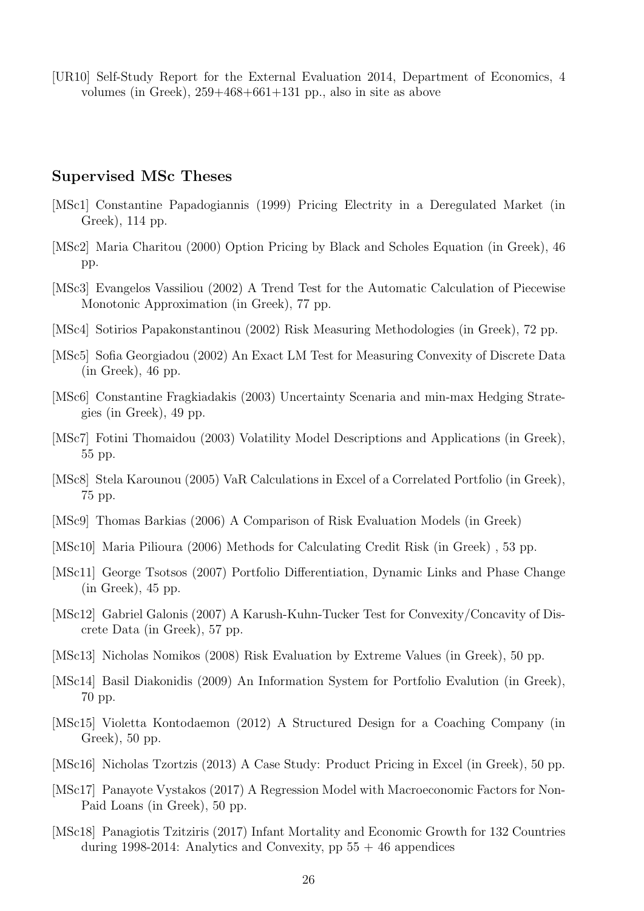[UR10] Self-Study Report for the External Evaluation 2014, Department of Economics, 4 volumes (in Greek), 259+468+661+131 pp., also in site as above

## Supervised MSc Theses

[MSc1] Constantine Papadogiannis (1999) Pricing Electrity in a Deregulated Market (in Greek), 114 pp.

[MSc2] Maria Charitou (2000) Option Pricing by Black and Scholes Equation (in Greek), 46 pp.

[MSc3] Evangelos Vassiliou (2002) A Trend Test for the Automatic Calculation of Piecewise Monotonic Approximation (in Greek), 77 pp.

[MSc4] Sotirios Papakonstantinou (2002) Risk Measuring Methodologies (in Greek), 72 pp.

[MSc5] Sofia Georgiadou (2002) An Exact LM Test for Measuring Convexity of Discrete Data (in Greek), 46 pp.

[MSc6] Constantine Fragkiadakis (2003) Uncertainty Scenaria and min-max Hedging Strategies (in Greek), 49 pp.

[MSc7] Fotini Thomaidou (2003) Volatility Model Descriptions and Applications (in Greek), 55 pp.

[MSc8] Stela Karounou (2005) VaR Calculations in Excel of a Correlated Portfolio (in Greek), 75 pp.

[MSc9] Thomas Barkias (2006) A Comparison of Risk Evaluation Models (in Greek)

[MSc10] Maria Pilioura (2006) Methods for Calculating Credit Risk (in Greek) , 53 pp.

[MSc11] George Tsotsos (2007) Portfolio Differentiation, Dynamic Links and Phase Change (in Greek), 45 pp.

[MSc12] Gabriel Galonis (2007) A Karush-Kuhn-Tucker Test for Convexity/Concavity of Discrete Data (in Greek), 57 pp.

[MSc13] Nicholas Nomikos (2008) Risk Evaluation by Extreme Values (in Greek), 50 pp.

[MSc14] Basil Diakonidis (2009) An Information System for Portfolio Evalution (in Greek), 70 pp.

[MSc15] Violetta Kontodaemon (2012) A Structured Design for a Coaching Company (in Greek), 50 pp.

[MSc16] Nicholas Tzortzis (2013) A Case Study: Product Pricing in Excel (in Greek), 50 pp.

[MSc17] Panayote Vystakos (2017) A Regression Model with Macroeconomic Factors for Non-Paid Loans (in Greek), 50 pp.

[MSc18] Panagiotis Tzitziris (2017) Infant Mortality and Economic Growth for 132 Countries during 1998-2014: Analytics and Convexity, pp 55 + 46 appendices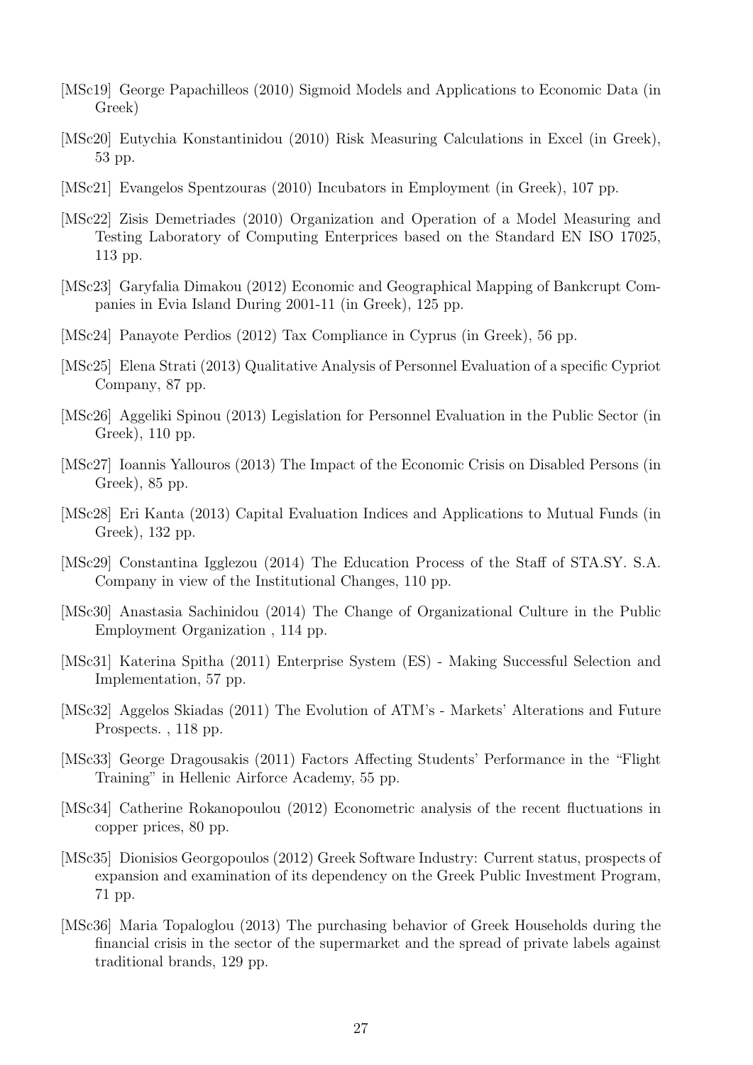[MSc19] George Papachilleos (2010) Sigmoid Models and Applications to Economic Data (in Greek)

[MSc20] Eutychia Konstantinidou (2010) Risk Measuring Calculations in Excel (in Greek), 53 pp.

[MSc21] Evangelos Spentzouras (2010) Incubators in Employment (in Greek), 107 pp.

[MSc22] Zisis Demetriades (2010) Organization and Operation of a Model Measuring and Testing Laboratory of Computing Enterprices based on the Standard EN ISO 17025, 113 pp.

[MSc23] Garyfalia Dimakou (2012) Economic and Geographical Mapping of Bankcrupt Companies in Evia Island During 2001-11 (in Greek), 125 pp.

[MSc24] Panayote Perdios (2012) Tax Compliance in Cyprus (in Greek), 56 pp.

[MSc25] Elena Strati (2013) Qualitative Analysis of Personnel Evaluation of a specific Cypriot Company, 87 pp.

[MSc26] Aggeliki Spinou (2013) Legislation for Personnel Evaluation in the Public Sector (in Greek), 110 pp.

[MSc27] Ioannis Yallouros (2013) The Impact of the Economic Crisis on Disabled Persons (in Greek), 85 pp.

[MSc28] Eri Kanta (2013) Capital Evaluation Indices and Applications to Mutual Funds (in Greek), 132 pp.

[MSc29] Constantina Igglezou (2014) The Education Process of the Staff of STA.SY. S.A. Company in view of the Institutional Changes, 110 pp.

[MSc30] Anastasia Sachinidou (2014) The Change of Organizational Culture in the Public Employment Organization , 114 pp.

[MSc31] Katerina Spitha (2011) Enterprise System (ES) - Making Successful Selection and Implementation, 57 pp.

[MSc32] Aggelos Skiadas (2011) The Evolution of ATM's - Markets' Alterations and Future Prospects. , 118 pp.

[MSc33] George Dragousakis (2011) Factors Affecting Students' Performance in the "Flight Training" in Hellenic Airforce Academy, 55 pp.

[MSc34] Catherine Rokanopoulou (2012) Econometric analysis of the recent fluctuations in copper prices, 80 pp.

[MSc35] Dionisios Georgopoulos (2012) Greek Software Industry: Current status, prospects of expansion and examination of its dependency on the Greek Public Investment Program, 71 pp.

[MSc36] Maria Topaloglou (2013) The purchasing behavior of Greek Households during the financial crisis in the sector of the supermarket and the spread of private labels against traditional brands, 129 pp.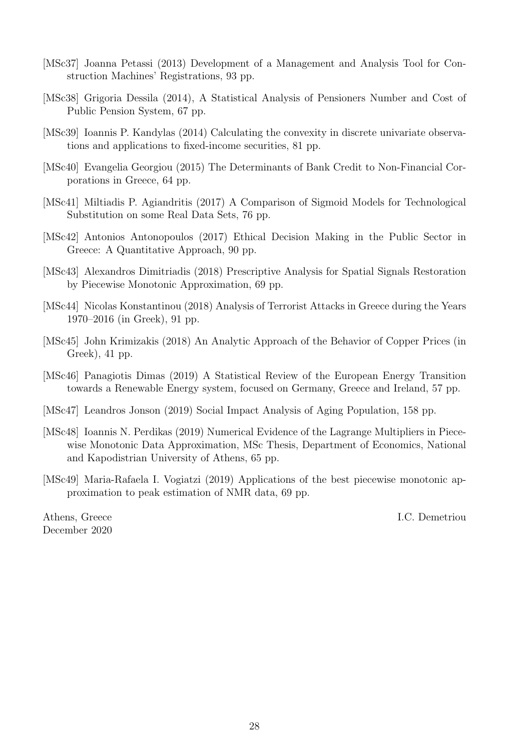[MSc37] Joanna Petassi (2013) Development of a Management and Analysis Tool for Construction Machines' Registrations, 93 pp.

[MSc38] Grigoria Dessila (2014), A Statistical Analysis of Pensioners Number and Cost of Public Pension System, 67 pp.

[MSc39] Ioannis P. Kandylas (2014) Calculating the convexity in discrete univariate observations and applications to fixed-income securities, 81 pp.

[MSc40] Evangelia Georgiou (2015) The Determinants of Bank Credit to Non-Financial Corporations in Greece, 64 pp.

[MSc41] Miltiadis P. Agiandritis (2017) A Comparison of Sigmoid Models for Technological Substitution on some Real Data Sets, 76 pp.

[MSc42] Antonios Antonopoulos (2017) Ethical Decision Making in the Public Sector in Greece: A Quantitative Approach, 90 pp.

[MSc43] Alexandros Dimitriadis (2018) Prescriptive Analysis for Spatial Signals Restoration by Piecewise Monotonic Approximation, 69 pp.

[MSc44] Nicolas Konstantinou (2018) Analysis of Terrorist Attacks in Greece during the Years 1970–2016 (in Greek), 91 pp.

[MSc45] John Krimizakis (2018) An Analytic Approach of the Behavior of Copper Prices (in Greek), 41 pp.

[MSc46] Panagiotis Dimas (2019) A Statistical Review of the European Energy Transition towards a Renewable Energy system, focused on Germany, Greece and Ireland, 57 pp.

[MSc47] Leandros Jonson (2019) Social Impact Analysis of Aging Population, 158 pp.

[MSc48] Ioannis N. Perdikas (2019) Numerical Evidence of the Lagrange Multipliers in Piecewise Monotonic Data Approximation, MSc Thesis, Department of Economics, National and Kapodistrian University of Athens, 65 pp.

[MSc49] Maria-Rafaela I. Vogiatzi (2019) Applications of the best piecewise monotonic approximation to peak estimation of NMR data, 69 pp.

Athens, Greece
December 2020

I.C. Demetriou